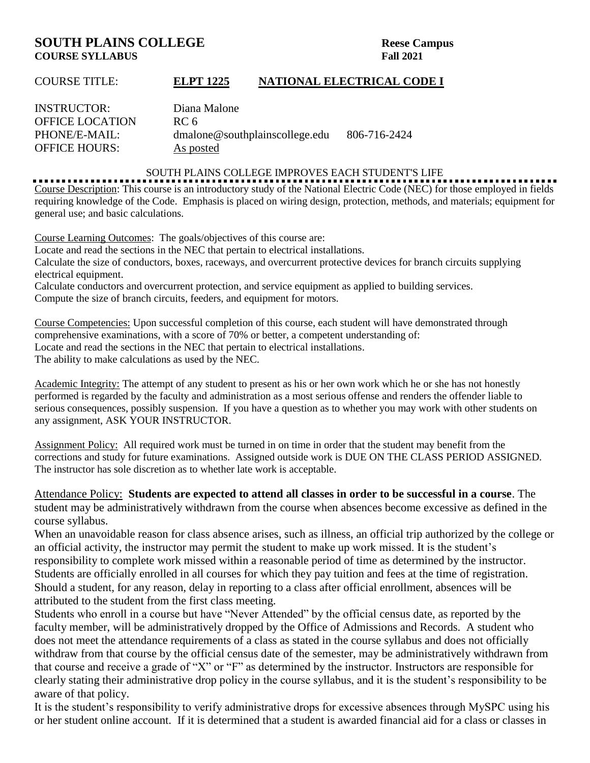# SOUTH PLAINS COLLEGE — Reese Campus

## COURSE SYLLABUS — Fall 2021

COURSE TITLE: **ELPT 1225 NATIONAL ELECTRICAL CODE I**

INSTRUCTOR: Diana Malone
OFFICE LOCATION: RC 6
PHONE/E-MAIL: dmalone@southplainscollege.edu 806-716-2424
OFFICE HOURS: As posted

SOUTH PLAINS COLLEGE IMPROVES EACH STUDENT'S LIFE

---

Course Description: This course is an introductory study of the National Electric Code (NEC) for those employed in fields requiring knowledge of the Code. Emphasis is placed on wiring design, protection, methods, and materials; equipment for general use; and basic calculations.

Course Learning Outcomes: The goals/objectives of this course are:
Locate and read the sections in the NEC that pertain to electrical installations.
Calculate the size of conductors, boxes, raceways, and overcurrent protective devices for branch circuits supplying electrical equipment.
Calculate conductors and overcurrent protection, and service equipment as applied to building services.
Compute the size of branch circuits, feeders, and equipment for motors.

Course Competencies: Upon successful completion of this course, each student will have demonstrated through comprehensive examinations, with a score of 70% or better, a competent understanding of:
Locate and read the sections in the NEC that pertain to electrical installations.
The ability to make calculations as used by the NEC.

Academic Integrity: The attempt of any student to present as his or her own work which he or she has not honestly performed is regarded by the faculty and administration as a most serious offense and renders the offender liable to serious consequences, possibly suspension. If you have a question as to whether you may work with other students on any assignment, ASK YOUR INSTRUCTOR.

Assignment Policy: All required work must be turned in on time in order that the student may benefit from the corrections and study for future examinations. Assigned outside work is DUE ON THE CLASS PERIOD ASSIGNED. The instructor has sole discretion as to whether late work is acceptable.

Attendance Policy: **Students are expected to attend all classes in order to be successful in a course**. The student may be administratively withdrawn from the course when absences become excessive as defined in the course syllabus.
When an unavoidable reason for class absence arises, such as illness, an official trip authorized by the college or an official activity, the instructor may permit the student to make up work missed. It is the student's responsibility to complete work missed within a reasonable period of time as determined by the instructor.
Students are officially enrolled in all courses for which they pay tuition and fees at the time of registration. Should a student, for any reason, delay in reporting to a class after official enrollment, absences will be attributed to the student from the first class meeting.
Students who enroll in a course but have "Never Attended" by the official census date, as reported by the faculty member, will be administratively dropped by the Office of Admissions and Records. A student who does not meet the attendance requirements of a class as stated in the course syllabus and does not officially withdraw from that course by the official census date of the semester, may be administratively withdrawn from that course and receive a grade of "X" or "F" as determined by the instructor. Instructors are responsible for clearly stating their administrative drop policy in the course syllabus, and it is the student's responsibility to be aware of that policy.
It is the student's responsibility to verify administrative drops for excessive absences through MySPC using his or her student online account. If it is determined that a student is awarded financial aid for a class or classes in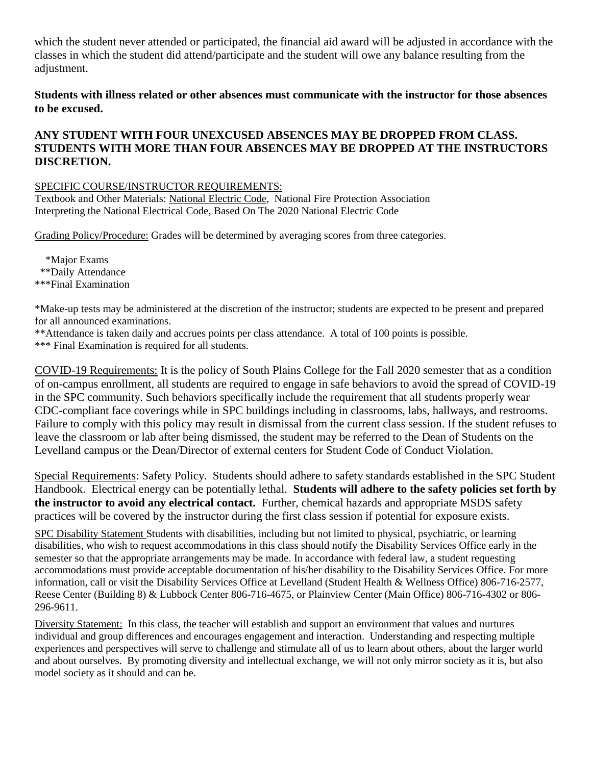which the student never attended or participated, the financial aid award will be adjusted in accordance with the classes in which the student did attend/participate and the student will owe any balance resulting from the adjustment.

**Students with illness related or other absences must communicate with the instructor for those absences to be excused.**

**ANY STUDENT WITH FOUR UNEXCUSED ABSENCES MAY BE DROPPED FROM CLASS. STUDENTS WITH MORE THAN FOUR ABSENCES MAY BE DROPPED AT THE INSTRUCTORS DISCRETION.**

<u>SPECIFIC COURSE/INSTRUCTOR REQUIREMENTS:</u>
Textbook and Other Materials: <u>National Electric Code</u>, National Fire Protection Association
<u>Interpreting the National Electrical Code</u>, Based On The 2020 National Electric Code

<u>Grading Policy/Procedure:</u> Grades will be determined by averaging scores from three categories.

*Major Exams
**Daily Attendance
***Final Examination

*Make-up tests may be administered at the discretion of the instructor; students are expected to be present and prepared for all announced examinations.
**Attendance is taken daily and accrues points per class attendance. A total of 100 points is possible.
*** Final Examination is required for all students.

<u>COVID-19 Requirements:</u> It is the policy of South Plains College for the Fall 2020 semester that as a condition of on-campus enrollment, all students are required to engage in safe behaviors to avoid the spread of COVID-19 in the SPC community. Such behaviors specifically include the requirement that all students properly wear CDC-compliant face coverings while in SPC buildings including in classrooms, labs, hallways, and restrooms. Failure to comply with this policy may result in dismissal from the current class session. If the student refuses to leave the classroom or lab after being dismissed, the student may be referred to the Dean of Students on the Levelland campus or the Dean/Director of external centers for Student Code of Conduct Violation.

<u>Special Requirements</u>: Safety Policy. Students should adhere to safety standards established in the SPC Student Handbook. Electrical energy can be potentially lethal. **Students will adhere to the safety policies set forth by the instructor to avoid any electrical contact.** Further, chemical hazards and appropriate MSDS safety practices will be covered by the instructor during the first class session if potential for exposure exists.

<u>SPC Disability Statement</u> Students with disabilities, including but not limited to physical, psychiatric, or learning disabilities, who wish to request accommodations in this class should notify the Disability Services Office early in the semester so that the appropriate arrangements may be made. In accordance with federal law, a student requesting accommodations must provide acceptable documentation of his/her disability to the Disability Services Office. For more information, call or visit the Disability Services Office at Levelland (Student Health & Wellness Office) 806-716-2577, Reese Center (Building 8) & Lubbock Center 806-716-4675, or Plainview Center (Main Office) 806-716-4302 or 806-296-9611.

<u>Diversity Statement:</u> In this class, the teacher will establish and support an environment that values and nurtures individual and group differences and encourages engagement and interaction. Understanding and respecting multiple experiences and perspectives will serve to challenge and stimulate all of us to learn about others, about the larger world and about ourselves. By promoting diversity and intellectual exchange, we will not only mirror society as it is, but also model society as it should and can be.